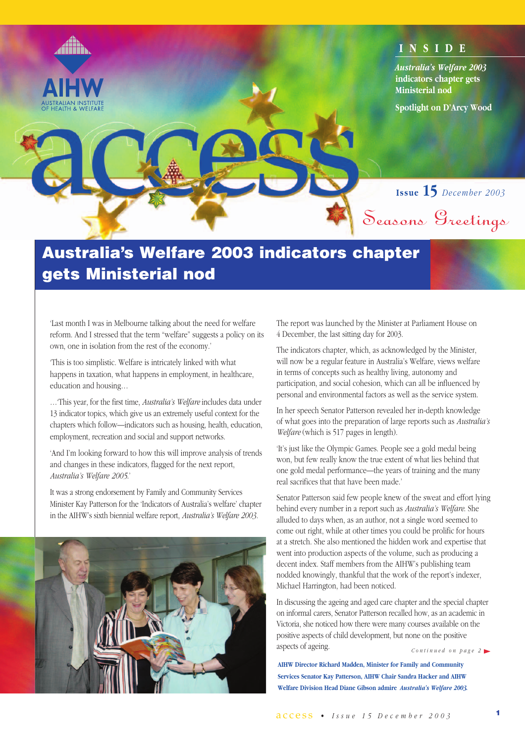AIHW
AUSTRALIAN INSTITUTE OF HEALTH & WELFARE

# access

Issue 15 December 2003

Seasons Greetings

## INSIDE

*Australia's Welfare 2003* indicators chapter gets Ministerial nod

Spotlight on D'Arcy Wood

# Australia's Welfare 2003 indicators chapter gets Ministerial nod

'Last month I was in Melbourne talking about the need for welfare reform. And I stressed that the term "welfare" suggests a policy on its own, one in isolation from the rest of the economy.'

'This is too simplistic. Welfare is intricately linked with what happens in taxation, what happens in employment, in healthcare, education and housing…

…'This year, for the first time, *Australia's Welfare* includes data under 13 indicator topics, which give us an extremely useful context for the chapters which follow—indicators such as housing, health, education, employment, recreation and social and support networks.

'And I'm looking forward to how this will improve analysis of trends and changes in these indicators, flagged for the next report, *Australia's Welfare 2005*.'

It was a strong endorsement by Family and Community Services Minister Kay Patterson for the 'Indicators of Australia's welfare' chapter in the AIHW's sixth biennial welfare report, *Australia's Welfare 2003*.

The report was launched by the Minister at Parliament House on 4 December, the last sitting day for 2003.

The indicators chapter, which, as acknowledged by the Minister, will now be a regular feature in Australia's Welfare, views welfare in terms of concepts such as healthy living, autonomy and participation, and social cohesion, which can all be influenced by personal and environmental factors as well as the service system.

In her speech Senator Patterson revealed her in-depth knowledge of what goes into the preparation of large reports such as *Australia's Welfare* (which is 517 pages in length).

'It's just like the Olympic Games. People see a gold medal being won, but few really know the true extent of what lies behind that one gold medal performance—the years of training and the many real sacrifices that that have been made.'

Senator Patterson said few people knew of the sweat and effort lying behind every number in a report such as *Australia's Welfare*. She alluded to days when, as an author, not a single word seemed to come out right, while at other times you could be prolific for hours at a stretch. She also mentioned the hidden work and expertise that went into production aspects of the volume, such as producing a decent index. Staff members from the AIHW's publishing team nodded knowingly, thankful that the work of the report's indexer, Michael Harrington, had been noticed.

In discussing the ageing and aged care chapter and the special chapter on informal carers, Senator Patterson recalled how, as an academic in Victoria, she noticed how there were many courses available on the positive aspects of child development, but none on the positive aspects of ageing.

*Continued on page 2*

**AIHW Director Richard Madden, Minister for Family and Community Services Senator Kay Patterson, AIHW Chair Sandra Hacker and AIHW Welfare Division Head Diane Gibson admire *Australia's Welfare 2003*.**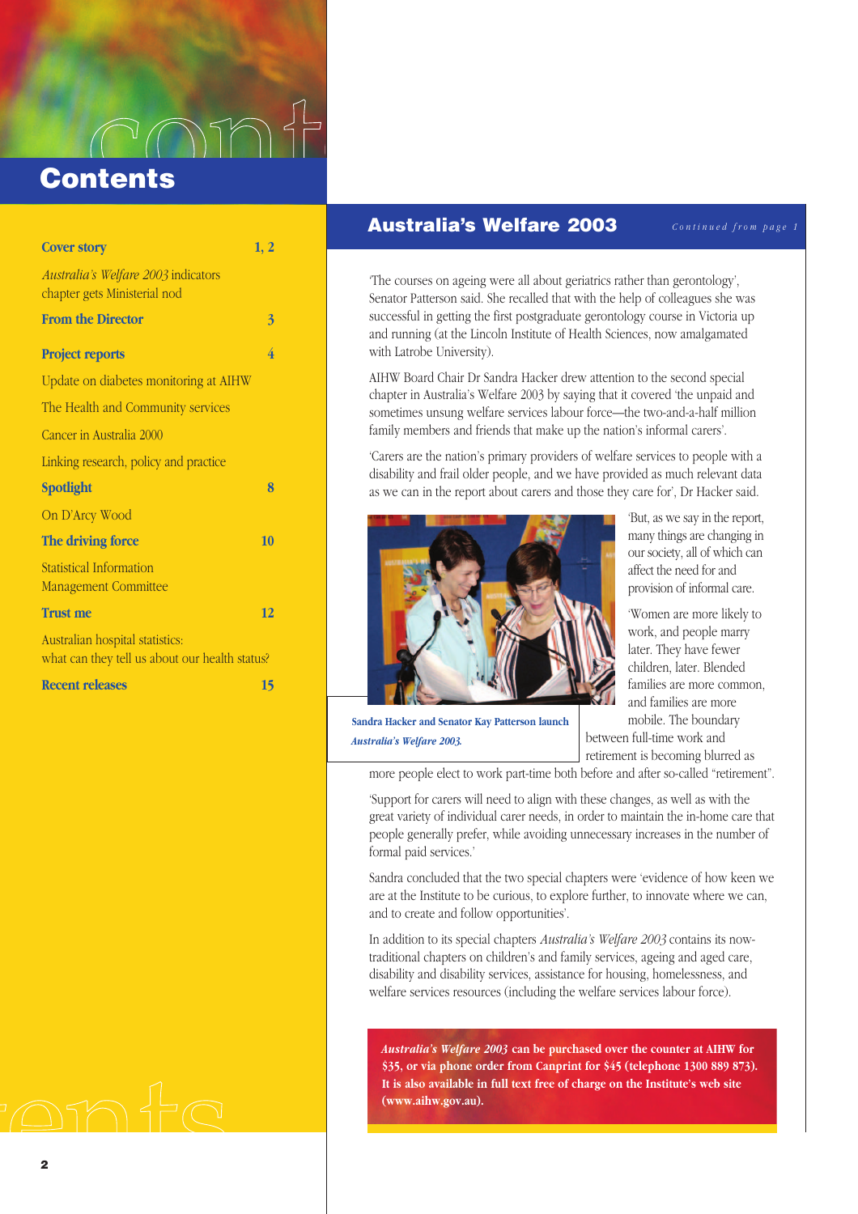# Contents

| | |
|---|---|
| **Cover story** | **1, 2** |
| *Australia's Welfare 2003* indicators chapter gets Ministerial nod | |
| **From the Director** | **3** |
| **Project reports** | **4** |
| Update on diabetes monitoring at AIHW | |
| The Health and Community services | |
| Cancer in Australia 2000 | |
| Linking research, policy and practice | |
| **Spotlight** | **8** |
| On D'Arcy Wood | |
| **The driving force** | **10** |
| Statistical Information Management Committee | |
| **Trust me** | **12** |
| Australian hospital statistics: what can they tell us about our health status? | |
| **Recent releases** | **15** |

## Australia's Welfare 2003

*Continued from page 1*

'The courses on ageing were all about geriatrics rather than gerontology', Senator Patterson said. She recalled that with the help of colleagues she was successful in getting the first postgraduate gerontology course in Victoria up and running (at the Lincoln Institute of Health Sciences, now amalgamated with Latrobe University).

AIHW Board Chair Dr Sandra Hacker drew attention to the second special chapter in Australia's Welfare 2003 by saying that it covered 'the unpaid and sometimes unsung welfare services labour force—the two-and-a-half million family members and friends that make up the nation's informal carers'.

'Carers are the nation's primary providers of welfare services to people with a disability and frail older people, and we have provided as much relevant data as we can in the report about carers and those they care for', Dr Hacker said.

**Sandra Hacker and Senator Kay Patterson launch *Australia's Welfare 2003*.**

'But, as we say in the report, many things are changing in our society, all of which can affect the need for and provision of informal care.

'Women are more likely to work, and people marry later. They have fewer children, later. Blended families are more common, and families are more mobile. The boundary between full-time work and retirement is becoming blurred as more people elect to work part-time both before and after so-called "retirement".

'Support for carers will need to align with these changes, as well as with the great variety of individual carer needs, in order to maintain the in-home care that people generally prefer, while avoiding unnecessary increases in the number of formal paid services.'

Sandra concluded that the two special chapters were 'evidence of how keen we are at the Institute to be curious, to explore further, to innovate where we can, and to create and follow opportunities'.

In addition to its special chapters *Australia's Welfare 2003* contains its now-traditional chapters on children's and family services, ageing and aged care, disability and disability services, assistance for housing, homelessness, and welfare services resources (including the welfare services labour force).

***Australia's Welfare 2003* can be purchased over the counter at AIHW for $35, or via phone order from Canprint for $45 (telephone 1300 889 873). It is also available in full text free of charge on the Institute's web site (www.aihw.gov.au).**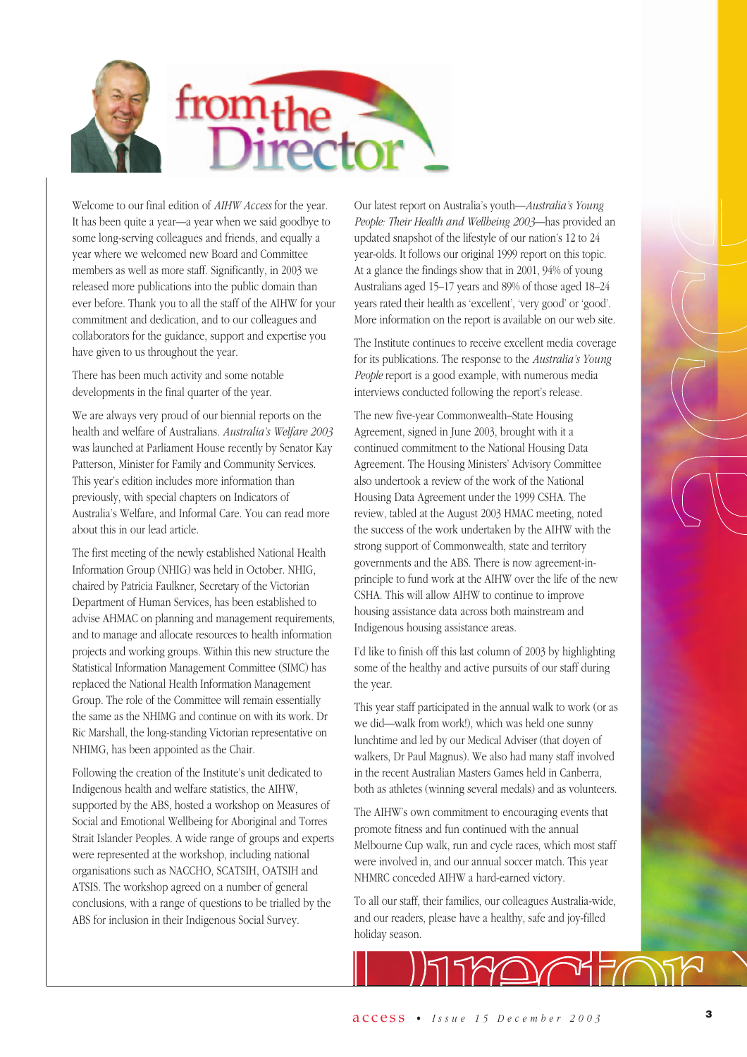# from the Director

Welcome to our final edition of *AIHW Access* for the year. It has been quite a year—a year when we said goodbye to some long-serving colleagues and friends, and equally a year where we welcomed new Board and Committee members as well as more staff. Significantly, in 2003 we released more publications into the public domain than ever before. Thank you to all the staff of the AIHW for your commitment and dedication, and to our colleagues and collaborators for the guidance, support and expertise you have given to us throughout the year.

There has been much activity and some notable developments in the final quarter of the year.

We are always very proud of our biennial reports on the health and welfare of Australians. *Australia's Welfare 2003* was launched at Parliament House recently by Senator Kay Patterson, Minister for Family and Community Services. This year's edition includes more information than previously, with special chapters on Indicators of Australia's Welfare, and Informal Care. You can read more about this in our lead article.

The first meeting of the newly established National Health Information Group (NHIG) was held in October. NHIG, chaired by Patricia Faulkner, Secretary of the Victorian Department of Human Services, has been established to advise AHMAC on planning and management requirements, and to manage and allocate resources to health information projects and working groups. Within this new structure the Statistical Information Management Committee (SIMC) has replaced the National Health Information Management Group. The role of the Committee will remain essentially the same as the NHIMG and continue on with its work. Dr Ric Marshall, the long-standing Victorian representative on NHIMG, has been appointed as the Chair.

Following the creation of the Institute's unit dedicated to Indigenous health and welfare statistics, the AIHW, supported by the ABS, hosted a workshop on Measures of Social and Emotional Wellbeing for Aboriginal and Torres Strait Islander Peoples. A wide range of groups and experts were represented at the workshop, including national organisations such as NACCHO, SCATSIH, OATSIH and ATSIS. The workshop agreed on a number of general conclusions, with a range of questions to be trialled by the ABS for inclusion in their Indigenous Social Survey.

Our latest report on Australia's youth—*Australia's Young People: Their Health and Wellbeing 2003*—has provided an updated snapshot of the lifestyle of our nation's 12 to 24 year-olds. It follows our original 1999 report on this topic. At a glance the findings show that in 2001, 94% of young Australians aged 15–17 years and 89% of those aged 18–24 years rated their health as 'excellent', 'very good' or 'good'. More information on the report is available on our web site.

The Institute continues to receive excellent media coverage for its publications. The response to the *Australia's Young People* report is a good example, with numerous media interviews conducted following the report's release.

The new five-year Commonwealth–State Housing Agreement, signed in June 2003, brought with it a continued commitment to the National Housing Data Agreement. The Housing Ministers' Advisory Committee also undertook a review of the work of the National Housing Data Agreement under the 1999 CSHA. The review, tabled at the August 2003 HMAC meeting, noted the success of the work undertaken by the AIHW with the strong support of Commonwealth, state and territory governments and the ABS. There is now agreement-in-principle to fund work at the AIHW over the life of the new CSHA. This will allow AIHW to continue to improve housing assistance data across both mainstream and Indigenous housing assistance areas.

I'd like to finish off this last column of 2003 by highlighting some of the healthy and active pursuits of our staff during the year.

This year staff participated in the annual walk to work (or as we did—walk from work!), which was held one sunny lunchtime and led by our Medical Adviser (that doyen of walkers, Dr Paul Magnus). We also had many staff involved in the recent Australian Masters Games held in Canberra, both as athletes (winning several medals) and as volunteers.

The AIHW's own commitment to encouraging events that promote fitness and fun continued with the annual Melbourne Cup walk, run and cycle races, which most staff were involved in, and our annual soccer match. This year NHMRC conceded AIHW a hard-earned victory.

To all our staff, their families, our colleagues Australia-wide, and our readers, please have a healthy, safe and joy-filled holiday season.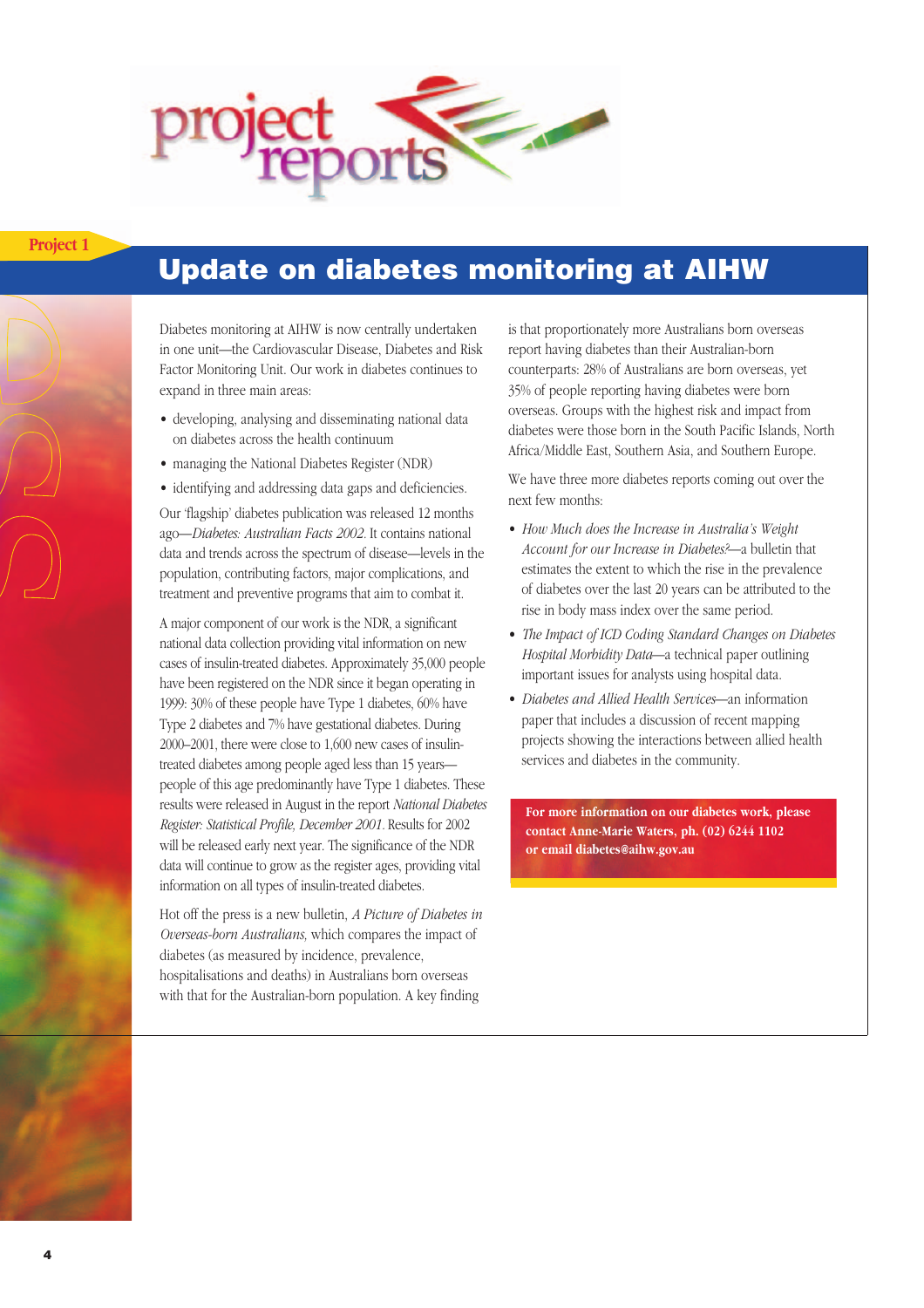# project reports

Project 1

## Update on diabetes monitoring at AIHW

Diabetes monitoring at AIHW is now centrally undertaken in one unit—the Cardiovascular Disease, Diabetes and Risk Factor Monitoring Unit. Our work in diabetes continues to expand in three main areas:

- developing, analysing and disseminating national data on diabetes across the health continuum
- managing the National Diabetes Register (NDR)
- identifying and addressing data gaps and deficiencies.

Our 'flagship' diabetes publication was released 12 months ago—*Diabetes: Australian Facts 2002*. It contains national data and trends across the spectrum of disease—levels in the population, contributing factors, major complications, and treatment and preventive programs that aim to combat it.

A major component of our work is the NDR, a significant national data collection providing vital information on new cases of insulin-treated diabetes. Approximately 35,000 people have been registered on the NDR since it began operating in 1999: 30% of these people have Type 1 diabetes, 60% have Type 2 diabetes and 7% have gestational diabetes. During 2000–2001, there were close to 1,600 new cases of insulin-treated diabetes among people aged less than 15 years—people of this age predominantly have Type 1 diabetes. These results were released in August in the report *National Diabetes Register: Statistical Profile, December 2001*. Results for 2002 will be released early next year. The significance of the NDR data will continue to grow as the register ages, providing vital information on all types of insulin-treated diabetes.

Hot off the press is a new bulletin, *A Picture of Diabetes in Overseas-born Australians*, which compares the impact of diabetes (as measured by incidence, prevalence, hospitalisations and deaths) in Australians born overseas with that for the Australian-born population. A key finding is that proportionately more Australians born overseas report having diabetes than their Australian-born counterparts: 28% of Australians are born overseas, yet 35% of people reporting having diabetes were born overseas. Groups with the highest risk and impact from diabetes were those born in the South Pacific Islands, North Africa/Middle East, Southern Asia, and Southern Europe.

We have three more diabetes reports coming out over the next few months:

- *How Much does the Increase in Australia's Weight Account for our Increase in Diabetes?*—a bulletin that estimates the extent to which the rise in the prevalence of diabetes over the last 20 years can be attributed to the rise in body mass index over the same period.
- *The Impact of ICD Coding Standard Changes on Diabetes Hospital Morbidity Data*—a technical paper outlining important issues for analysts using hospital data.
- *Diabetes and Allied Health Services*—an information paper that includes a discussion of recent mapping projects showing the interactions between allied health services and diabetes in the community.

**For more information on our diabetes work, please contact Anne-Marie Waters, ph. (02) 6244 1102 or email diabetes@aihw.gov.au**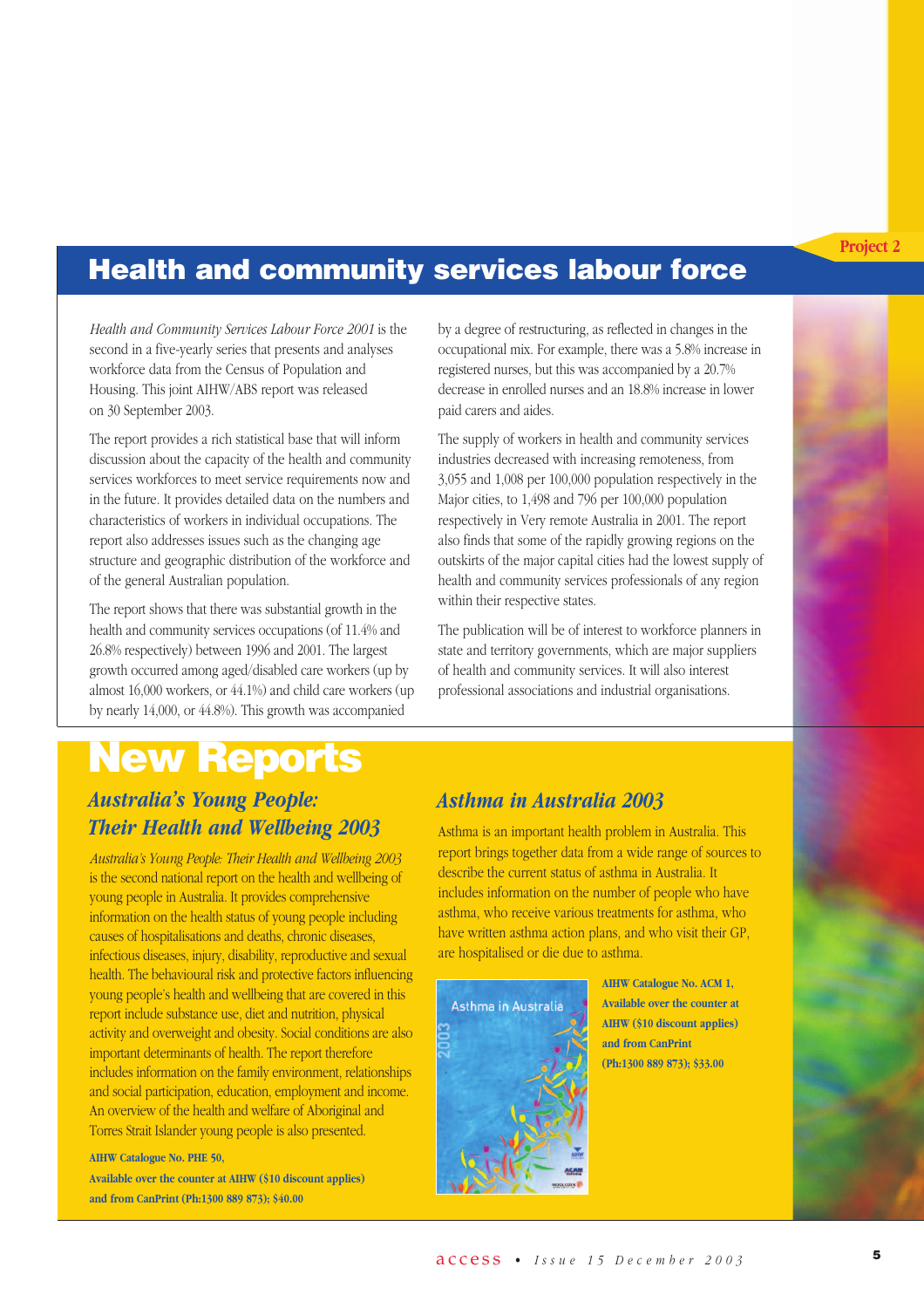Project 2

## Health and community services labour force

*Health and Community Services Labour Force 2001* is the second in a five-yearly series that presents and analyses workforce data from the Census of Population and Housing. This joint AIHW/ABS report was released on 30 September 2003.

The report provides a rich statistical base that will inform discussion about the capacity of the health and community services workforces to meet service requirements now and in the future. It provides detailed data on the numbers and characteristics of workers in individual occupations. The report also addresses issues such as the changing age structure and geographic distribution of the workforce and of the general Australian population.

The report shows that there was substantial growth in the health and community services occupations (of 11.4% and 26.8% respectively) between 1996 and 2001. The largest growth occurred among aged/disabled care workers (up by almost 16,000 workers, or 44.1%) and child care workers (up by nearly 14,000, or 44.8%). This growth was accompanied by a degree of restructuring, as reflected in changes in the occupational mix. For example, there was a 5.8% increase in registered nurses, but this was accompanied by a 20.7% decrease in enrolled nurses and an 18.8% increase in lower paid carers and aides.

The supply of workers in health and community services industries decreased with increasing remoteness, from 3,055 and 1,008 per 100,000 population respectively in the Major cities, to 1,498 and 796 per 100,000 population respectively in Very remote Australia in 2001. The report also finds that some of the rapidly growing regions on the outskirts of the major capital cities had the lowest supply of health and community services professionals of any region within their respective states.

The publication will be of interest to workforce planners in state and territory governments, which are major suppliers of health and community services. It will also interest professional associations and industrial organisations.

# New Reports

### *Australia's Young People: Their Health and Wellbeing 2003*

*Australia's Young People: Their Health and Wellbeing 2003* is the second national report on the health and wellbeing of young people in Australia. It provides comprehensive information on the health status of young people including causes of hospitalisations and deaths, chronic diseases, infectious diseases, injury, disability, reproductive and sexual health. The behavioural risk and protective factors influencing young people's health and wellbeing that are covered in this report include substance use, diet and nutrition, physical activity and overweight and obesity. Social conditions are also important determinants of health. The report therefore includes information on the family environment, relationships and social participation, education, employment and income. An overview of the health and welfare of Aboriginal and Torres Strait Islander young people is also presented.

**AIHW Catalogue No. PHE 50,
Available over the counter at AIHW ($10 discount applies) and from CanPrint (Ph:1300 889 873); $40.00**

### *Asthma in Australia 2003*

Asthma is an important health problem in Australia. This report brings together data from a wide range of sources to describe the current status of asthma in Australia. It includes information on the number of people who have asthma, who receive various treatments for asthma, who have written asthma action plans, and who visit their GP, are hospitalised or die due to asthma.

**AIHW Catalogue No. ACM 1, Available over the counter at AIHW ($10 discount applies) and from CanPrint (Ph:1300 889 873); $33.00**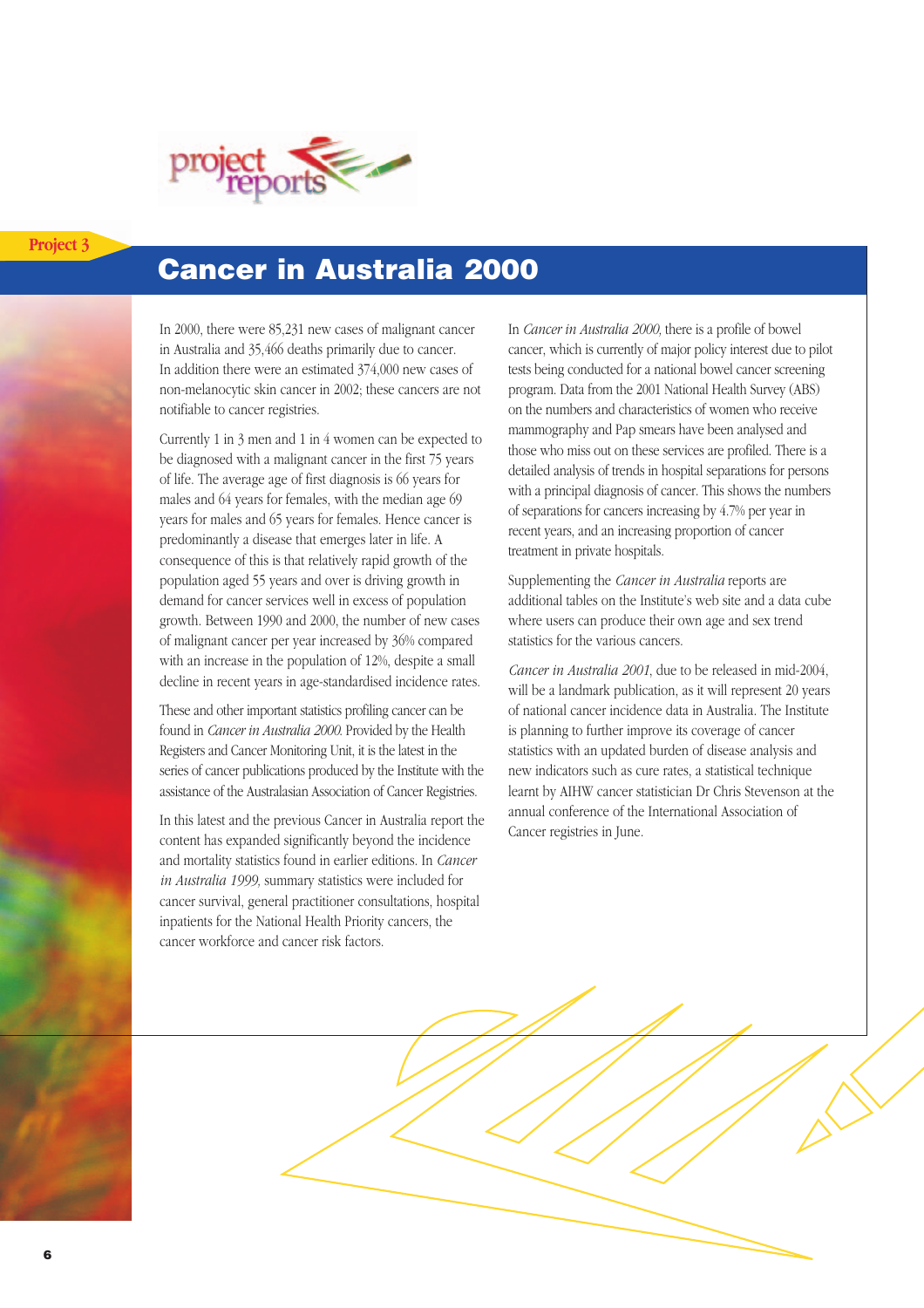Project 3

# Cancer in Australia 2000

In 2000, there were 85,231 new cases of malignant cancer in Australia and 35,466 deaths primarily due to cancer. In addition there were an estimated 374,000 new cases of non-melanocytic skin cancer in 2002; these cancers are not notifiable to cancer registries.

Currently 1 in 3 men and 1 in 4 women can be expected to be diagnosed with a malignant cancer in the first 75 years of life. The average age of first diagnosis is 66 years for males and 64 years for females, with the median age 69 years for males and 65 years for females. Hence cancer is predominantly a disease that emerges later in life. A consequence of this is that relatively rapid growth of the population aged 55 years and over is driving growth in demand for cancer services well in excess of population growth. Between 1990 and 2000, the number of new cases of malignant cancer per year increased by 36% compared with an increase in the population of 12%, despite a small decline in recent years in age-standardised incidence rates.

These and other important statistics profiling cancer can be found in *Cancer in Australia 2000.* Provided by the Health Registers and Cancer Monitoring Unit, it is the latest in the series of cancer publications produced by the Institute with the assistance of the Australasian Association of Cancer Registries.

In this latest and the previous Cancer in Australia report the content has expanded significantly beyond the incidence and mortality statistics found in earlier editions. In *Cancer in Australia 1999,* summary statistics were included for cancer survival, general practitioner consultations, hospital inpatients for the National Health Priority cancers, the cancer workforce and cancer risk factors.

In *Cancer in Australia 2000,* there is a profile of bowel cancer, which is currently of major policy interest due to pilot tests being conducted for a national bowel cancer screening program. Data from the 2001 National Health Survey (ABS) on the numbers and characteristics of women who receive mammography and Pap smears have been analysed and those who miss out on these services are profiled. There is a detailed analysis of trends in hospital separations for persons with a principal diagnosis of cancer. This shows the numbers of separations for cancers increasing by 4.7% per year in recent years, and an increasing proportion of cancer treatment in private hospitals.

Supplementing the *Cancer in Australia* reports are additional tables on the Institute's web site and a data cube where users can produce their own age and sex trend statistics for the various cancers.

*Cancer in Australia 2001*, due to be released in mid-2004, will be a landmark publication, as it will represent 20 years of national cancer incidence data in Australia. The Institute is planning to further improve its coverage of cancer statistics with an updated burden of disease analysis and new indicators such as cure rates, a statistical technique learnt by AIHW cancer statistician Dr Chris Stevenson at the annual conference of the International Association of Cancer registries in June.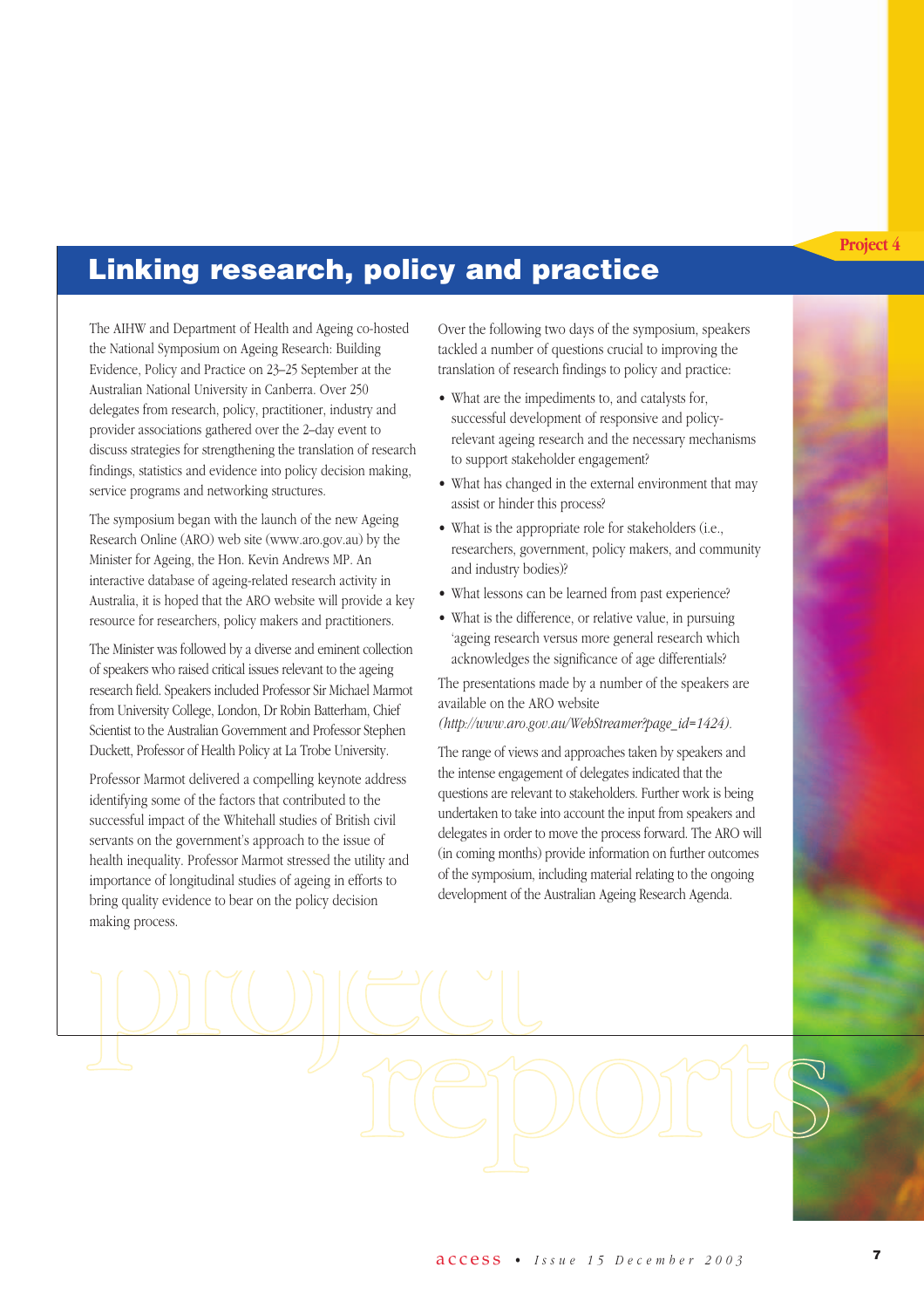# Linking research, policy and practice

The AIHW and Department of Health and Ageing co-hosted the National Symposium on Ageing Research: Building Evidence, Policy and Practice on 23–25 September at the Australian National University in Canberra. Over 250 delegates from research, policy, practitioner, industry and provider associations gathered over the 2–day event to discuss strategies for strengthening the translation of research findings, statistics and evidence into policy decision making, service programs and networking structures.

The symposium began with the launch of the new Ageing Research Online (ARO) web site (www.aro.gov.au) by the Minister for Ageing, the Hon. Kevin Andrews MP. An interactive database of ageing-related research activity in Australia, it is hoped that the ARO website will provide a key resource for researchers, policy makers and practitioners.

The Minister was followed by a diverse and eminent collection of speakers who raised critical issues relevant to the ageing research field. Speakers included Professor Sir Michael Marmot from University College, London, Dr Robin Batterham, Chief Scientist to the Australian Government and Professor Stephen Duckett, Professor of Health Policy at La Trobe University.

Professor Marmot delivered a compelling keynote address identifying some of the factors that contributed to the successful impact of the Whitehall studies of British civil servants on the government's approach to the issue of health inequality. Professor Marmot stressed the utility and importance of longitudinal studies of ageing in efforts to bring quality evidence to bear on the policy decision making process.

Over the following two days of the symposium, speakers tackled a number of questions crucial to improving the translation of research findings to policy and practice:

- What are the impediments to, and catalysts for, successful development of responsive and policy-relevant ageing research and the necessary mechanisms to support stakeholder engagement?
- What has changed in the external environment that may assist or hinder this process?
- What is the appropriate role for stakeholders (i.e., researchers, government, policy makers, and community and industry bodies)?
- What lessons can be learned from past experience?
- What is the difference, or relative value, in pursuing 'ageing research versus more general research which acknowledges the significance of age differentials?

The presentations made by a number of the speakers are available on the ARO website (*http://www.aro.gov.au/WebStreamer?page_id=1424*).

The range of views and approaches taken by speakers and the intense engagement of delegates indicated that the questions are relevant to stakeholders. Further work is being undertaken to take into account the input from speakers and delegates in order to move the process forward. The ARO will (in coming months) provide information on further outcomes of the symposium, including material relating to the ongoing development of the Australian Ageing Research Agenda.